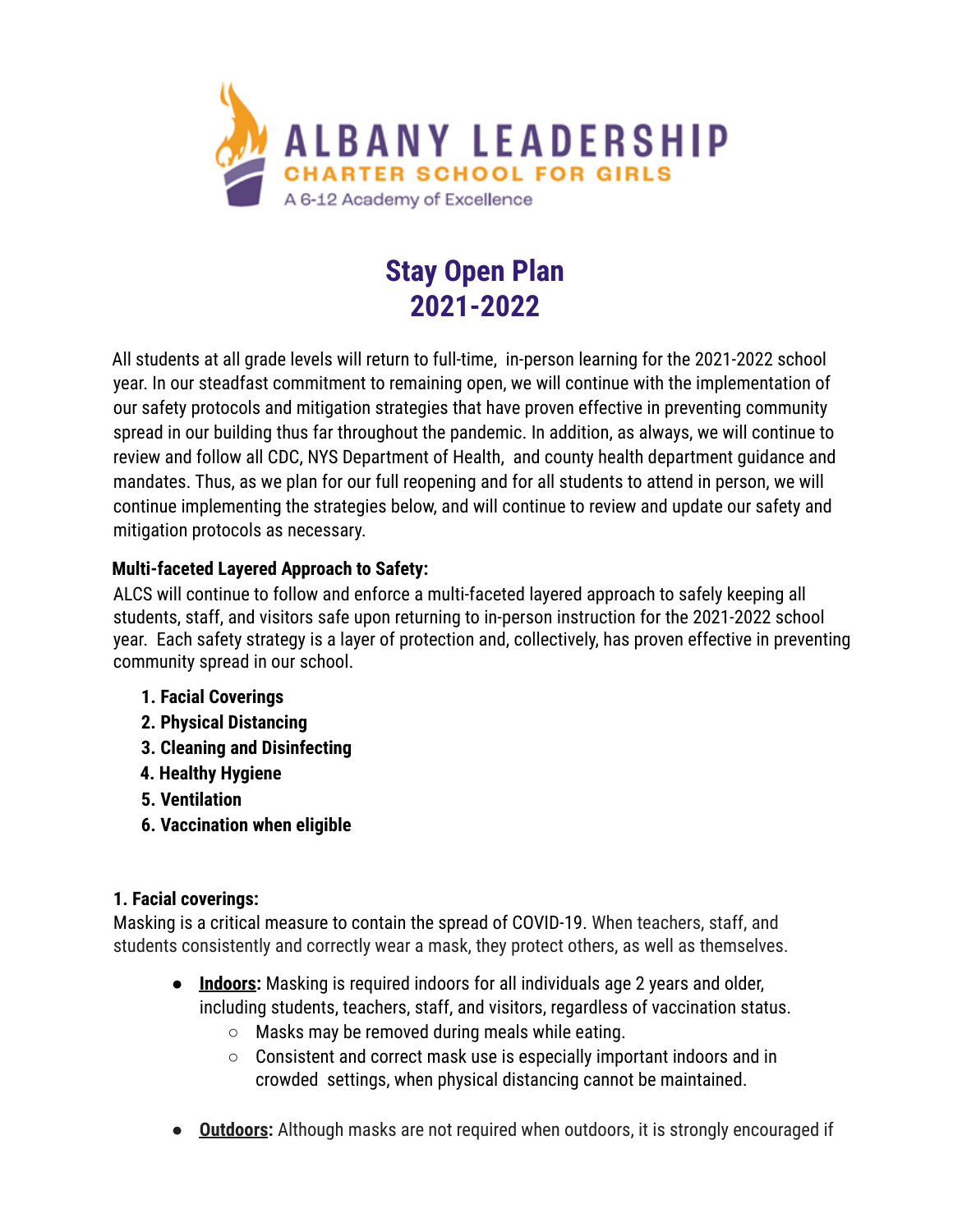ALBANY LEADERSHIP
CHARTER SCHOOL FOR GIRLS
A 6-12 Academy of Excellence

# Stay Open Plan 2021-2022

All students at all grade levels will return to full-time, in-person learning for the 2021-2022 school year. In our steadfast commitment to remaining open, we will continue with the implementation of our safety protocols and mitigation strategies that have proven effective in preventing community spread in our building thus far throughout the pandemic. In addition, as always, we will continue to review and follow all CDC, NYS Department of Health, and county health department guidance and mandates. Thus, as we plan for our full reopening and for all students to attend in person, we will continue implementing the strategies below, and will continue to review and update our safety and mitigation protocols as necessary.

**Multi-faceted Layered Approach to Safety:**

ALCS will continue to follow and enforce a multi-faceted layered approach to safely keeping all students, staff, and visitors safe upon returning to in-person instruction for the 2021-2022 school year. Each safety strategy is a layer of protection and, collectively, has proven effective in preventing community spread in our school.

1. **Facial Coverings**
2. **Physical Distancing**
3. **Cleaning and Disinfecting**
4. **Healthy Hygiene**
5. **Ventilation**
6. **Vaccination when eligible**

**1. Facial coverings:**

Masking is a critical measure to contain the spread of COVID-19. When teachers, staff, and students consistently and correctly wear a mask, they protect others, as well as themselves.

- **Indoors:** Masking is required indoors for all individuals age 2 years and older, including students, teachers, staff, and visitors, regardless of vaccination status.
  - Masks may be removed during meals while eating.
  - Consistent and correct mask use is especially important indoors and in crowded settings, when physical distancing cannot be maintained.
- **Outdoors:** Although masks are not required when outdoors, it is strongly encouraged if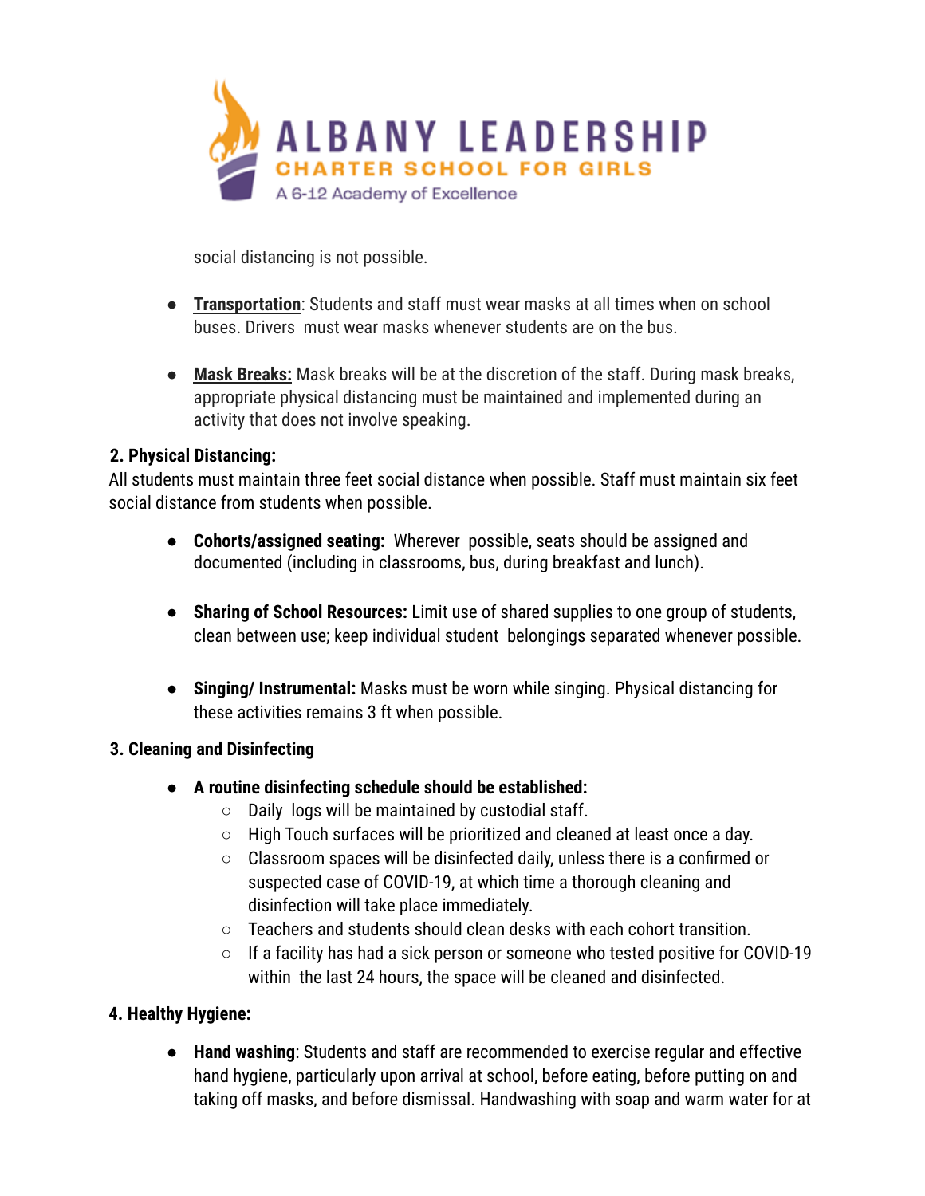social distancing is not possible.

- **Transportation**: Students and staff must wear masks at all times when on school buses. Drivers must wear masks whenever students are on the bus.

- **Mask Breaks:** Mask breaks will be at the discretion of the staff. During mask breaks, appropriate physical distancing must be maintained and implemented during an activity that does not involve speaking.

**2. Physical Distancing:**

All students must maintain three feet social distance when possible. Staff must maintain six feet social distance from students when possible.

- **Cohorts/assigned seating:** Wherever possible, seats should be assigned and documented (including in classrooms, bus, during breakfast and lunch).

- **Sharing of School Resources:** Limit use of shared supplies to one group of students, clean between use; keep individual student belongings separated whenever possible.

- **Singing/ Instrumental:** Masks must be worn while singing. Physical distancing for these activities remains 3 ft when possible.

**3. Cleaning and Disinfecting**

- **A routine disinfecting schedule should be established:**
  - Daily logs will be maintained by custodial staff.
  - High Touch surfaces will be prioritized and cleaned at least once a day.
  - Classroom spaces will be disinfected daily, unless there is a confirmed or suspected case of COVID-19, at which time a thorough cleaning and disinfection will take place immediately.
  - Teachers and students should clean desks with each cohort transition.
  - If a facility has had a sick person or someone who tested positive for COVID-19 within the last 24 hours, the space will be cleaned and disinfected.

**4. Healthy Hygiene:**

- **Hand washing**: Students and staff are recommended to exercise regular and effective hand hygiene, particularly upon arrival at school, before eating, before putting on and taking off masks, and before dismissal. Handwashing with soap and warm water for at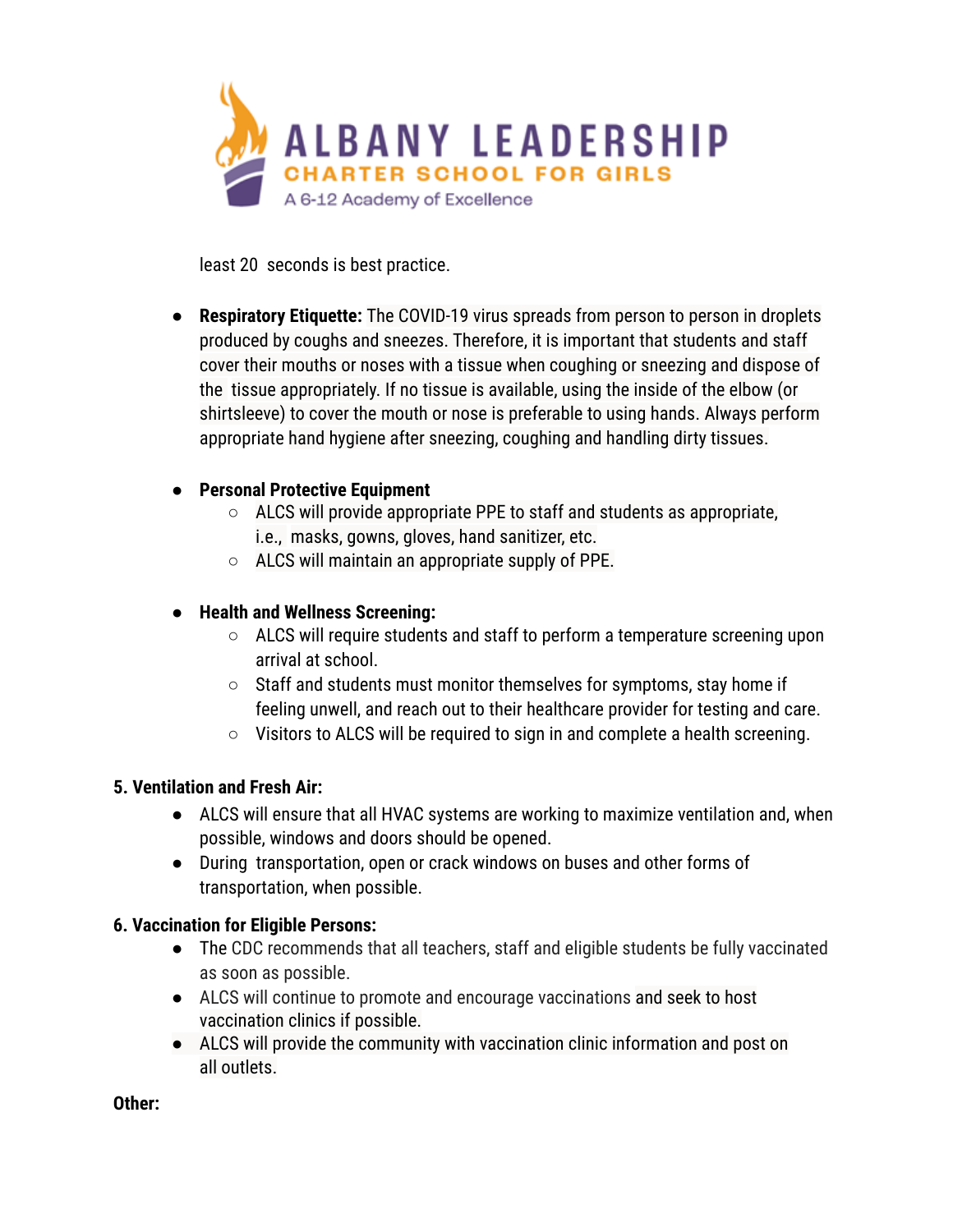least 20 seconds is best practice.

- **Respiratory Etiquette:** The COVID-19 virus spreads from person to person in droplets produced by coughs and sneezes. Therefore, it is important that students and staff cover their mouths or noses with a tissue when coughing or sneezing and dispose of the tissue appropriately. If no tissue is available, using the inside of the elbow (or shirtsleeve) to cover the mouth or nose is preferable to using hands. Always perform appropriate hand hygiene after sneezing, coughing and handling dirty tissues.

- **Personal Protective Equipment**
  - ALCS will provide appropriate PPE to staff and students as appropriate, i.e., masks, gowns, gloves, hand sanitizer, etc.
  - ALCS will maintain an appropriate supply of PPE.

- **Health and Wellness Screening:**
  - ALCS will require students and staff to perform a temperature screening upon arrival at school.
  - Staff and students must monitor themselves for symptoms, stay home if feeling unwell, and reach out to their healthcare provider for testing and care.
  - Visitors to ALCS will be required to sign in and complete a health screening.

**5. Ventilation and Fresh Air:**

- ALCS will ensure that all HVAC systems are working to maximize ventilation and, when possible, windows and doors should be opened.
- During transportation, open or crack windows on buses and other forms of transportation, when possible.

**6. Vaccination for Eligible Persons:**

- The CDC recommends that all teachers, staff and eligible students be fully vaccinated as soon as possible.
- ALCS will continue to promote and encourage vaccinations and seek to host vaccination clinics if possible.
- ALCS will provide the community with vaccination clinic information and post on all outlets.

**Other:**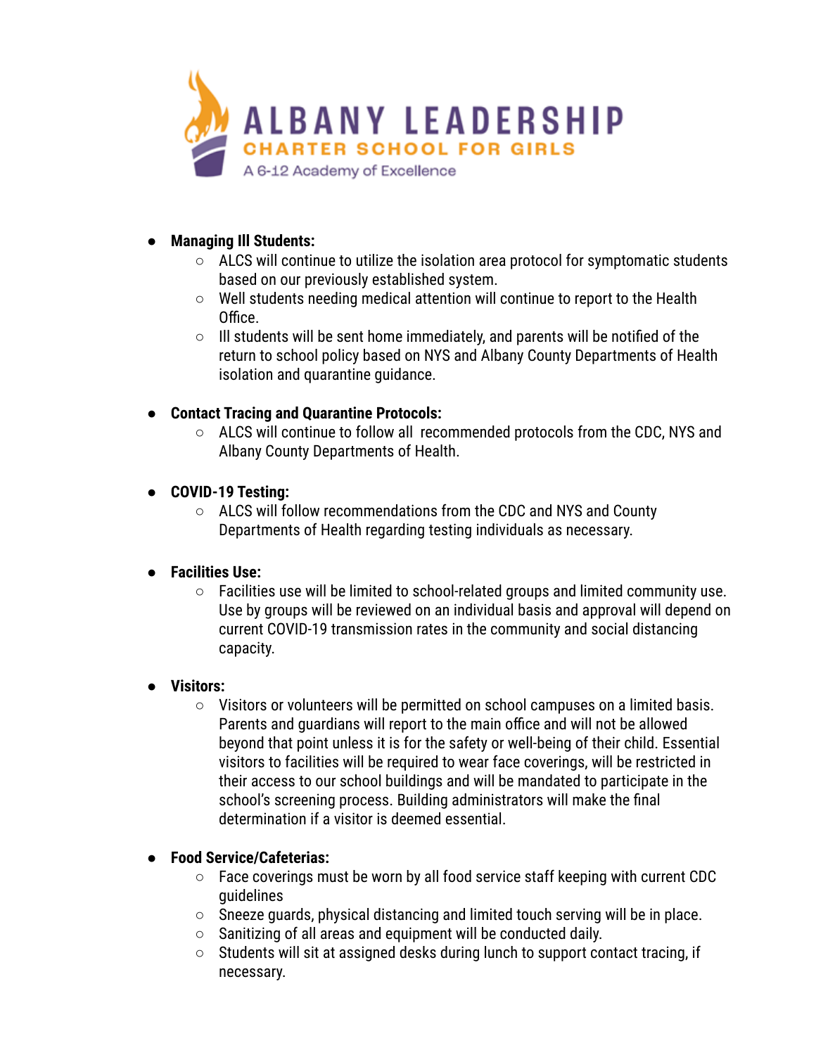- **Managing Ill Students:**
  - ALCS will continue to utilize the isolation area protocol for symptomatic students based on our previously established system.
  - Well students needing medical attention will continue to report to the Health Office.
  - Ill students will be sent home immediately, and parents will be notified of the return to school policy based on NYS and Albany County Departments of Health isolation and quarantine guidance.

- **Contact Tracing and Quarantine Protocols:**
  - ALCS will continue to follow all recommended protocols from the CDC, NYS and Albany County Departments of Health.

- **COVID-19 Testing:**
  - ALCS will follow recommendations from the CDC and NYS and County Departments of Health regarding testing individuals as necessary.

- **Facilities Use:**
  - Facilities use will be limited to school-related groups and limited community use. Use by groups will be reviewed on an individual basis and approval will depend on current COVID-19 transmission rates in the community and social distancing capacity.

- **Visitors:**
  - Visitors or volunteers will be permitted on school campuses on a limited basis. Parents and guardians will report to the main office and will not be allowed beyond that point unless it is for the safety or well-being of their child. Essential visitors to facilities will be required to wear face coverings, will be restricted in their access to our school buildings and will be mandated to participate in the school's screening process. Building administrators will make the final determination if a visitor is deemed essential.

- **Food Service/Cafeterias:**
  - Face coverings must be worn by all food service staff keeping with current CDC guidelines
  - Sneeze guards, physical distancing and limited touch serving will be in place.
  - Sanitizing of all areas and equipment will be conducted daily.
  - Students will sit at assigned desks during lunch to support contact tracing, if necessary.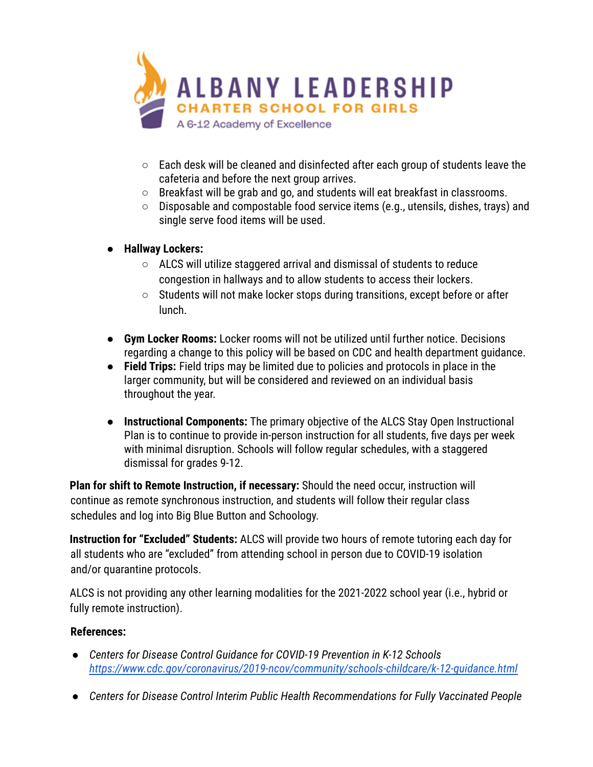- Each desk will be cleaned and disinfected after each group of students leave the cafeteria and before the next group arrives.
  - Breakfast will be grab and go, and students will eat breakfast in classrooms.
  - Disposable and compostable food service items (e.g., utensils, dishes, trays) and single serve food items will be used.

- **Hallway Lockers:**
  - ALCS will utilize staggered arrival and dismissal of students to reduce congestion in hallways and to allow students to access their lockers.
  - Students will not make locker stops during transitions, except before or after lunch.

- **Gym Locker Rooms:** Locker rooms will not be utilized until further notice. Decisions regarding a change to this policy will be based on CDC and health department guidance.
- **Field Trips:** Field trips may be limited due to policies and protocols in place in the larger community, but will be considered and reviewed on an individual basis throughout the year.

- **Instructional Components:** The primary objective of the ALCS Stay Open Instructional Plan is to continue to provide in-person instruction for all students, five days per week with minimal disruption. Schools will follow regular schedules, with a staggered dismissal for grades 9-12.

**Plan for shift to Remote Instruction, if necessary:** Should the need occur, instruction will continue as remote synchronous instruction, and students will follow their regular class schedules and log into Big Blue Button and Schoology.

**Instruction for "Excluded" Students:** ALCS will provide two hours of remote tutoring each day for all students who are "excluded" from attending school in person due to COVID-19 isolation and/or quarantine protocols.

ALCS is not providing any other learning modalities for the 2021-2022 school year (i.e., hybrid or fully remote instruction).

**References:**

- *Centers for Disease Control Guidance for COVID-19 Prevention in K-12 Schools* *https://www.cdc.gov/coronavirus/2019-ncov/community/schools-childcare/k-12-guidance.html*

- *Centers for Disease Control Interim Public Health Recommendations for Fully Vaccinated People*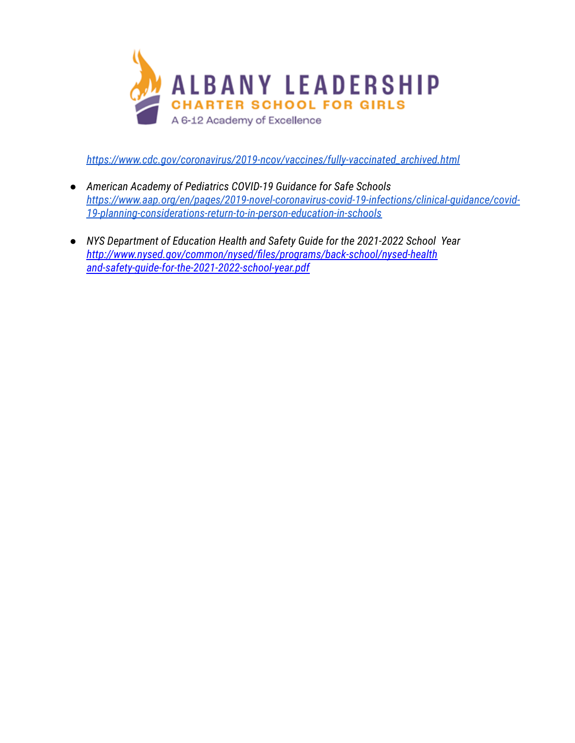*https://www.cdc.gov/coronavirus/2019-ncov/vaccines/fully-vaccinated_archived.html*

- *American Academy of Pediatrics COVID-19 Guidance for Safe Schools* *https://www.aap.org/en/pages/2019-novel-coronavirus-covid-19-infections/clinical-guidance/covid-19-planning-considerations-return-to-in-person-education-in-schools*

- *NYS Department of Education Health and Safety Guide for the 2021-2022 School Year* *http://www.nysed.gov/common/nysed/files/programs/back-school/nysed-health and-safety-guide-for-the-2021-2022-school-year.pdf*